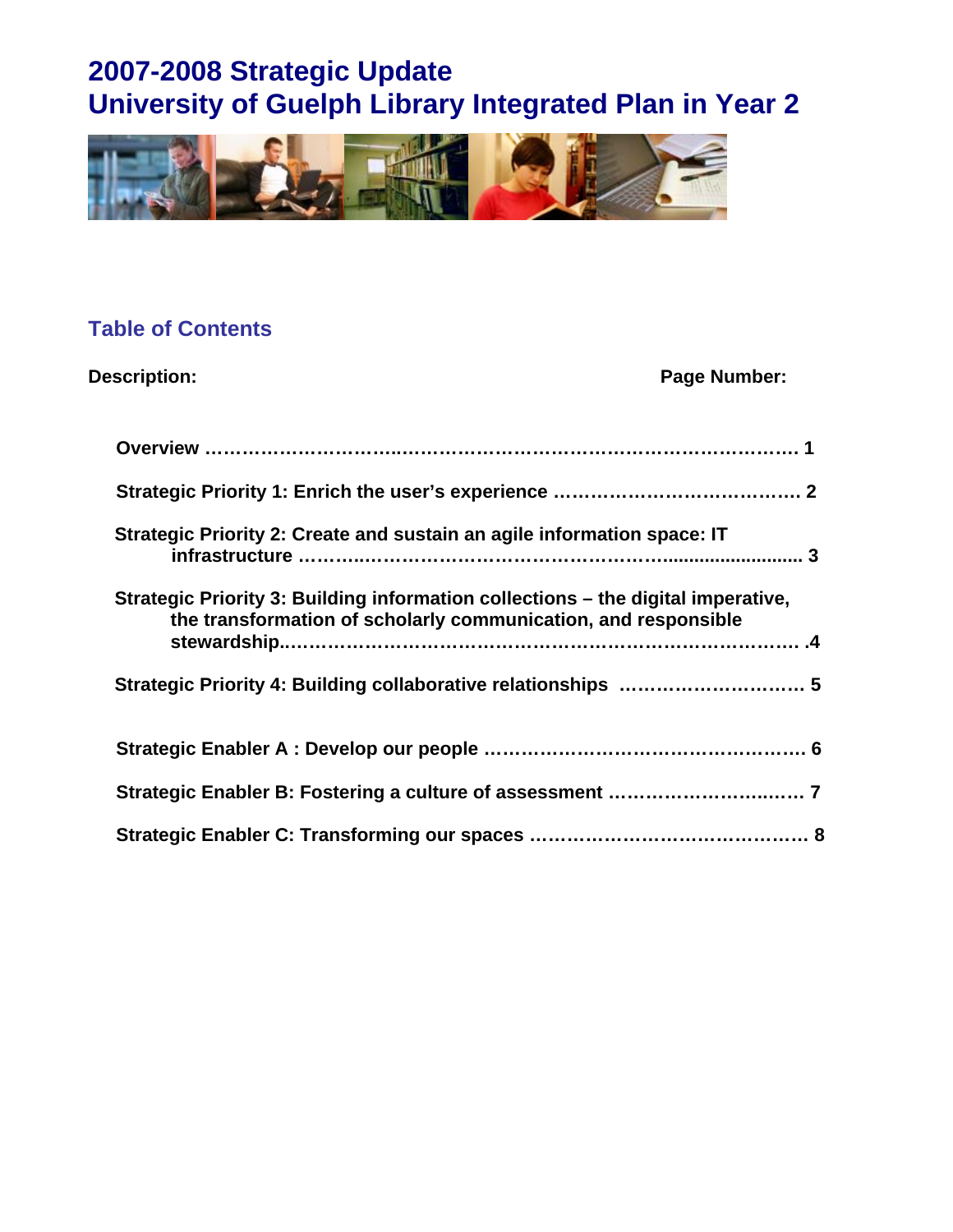# 2007-2008 Strategic Update
# University of Guelph Library Integrated Plan in Year 2

## Table of Contents

| Description: | Page Number: |
|---|---|
| **Overview** | **1** |
| **Strategic Priority 1: Enrich the user's experience** | **2** |
| **Strategic Priority 2: Create and sustain an agile information space: IT infrastructure** | **3** |
| **Strategic Priority 3: Building information collections – the digital imperative, the transformation of scholarly communication, and responsible stewardship** | **4** |
| **Strategic Priority 4: Building collaborative relationships** | **5** |
| **Strategic Enabler A : Develop our people** | **6** |
| **Strategic Enabler B: Fostering a culture of assessment** | **7** |
| **Strategic Enabler C: Transforming our spaces** | **8** |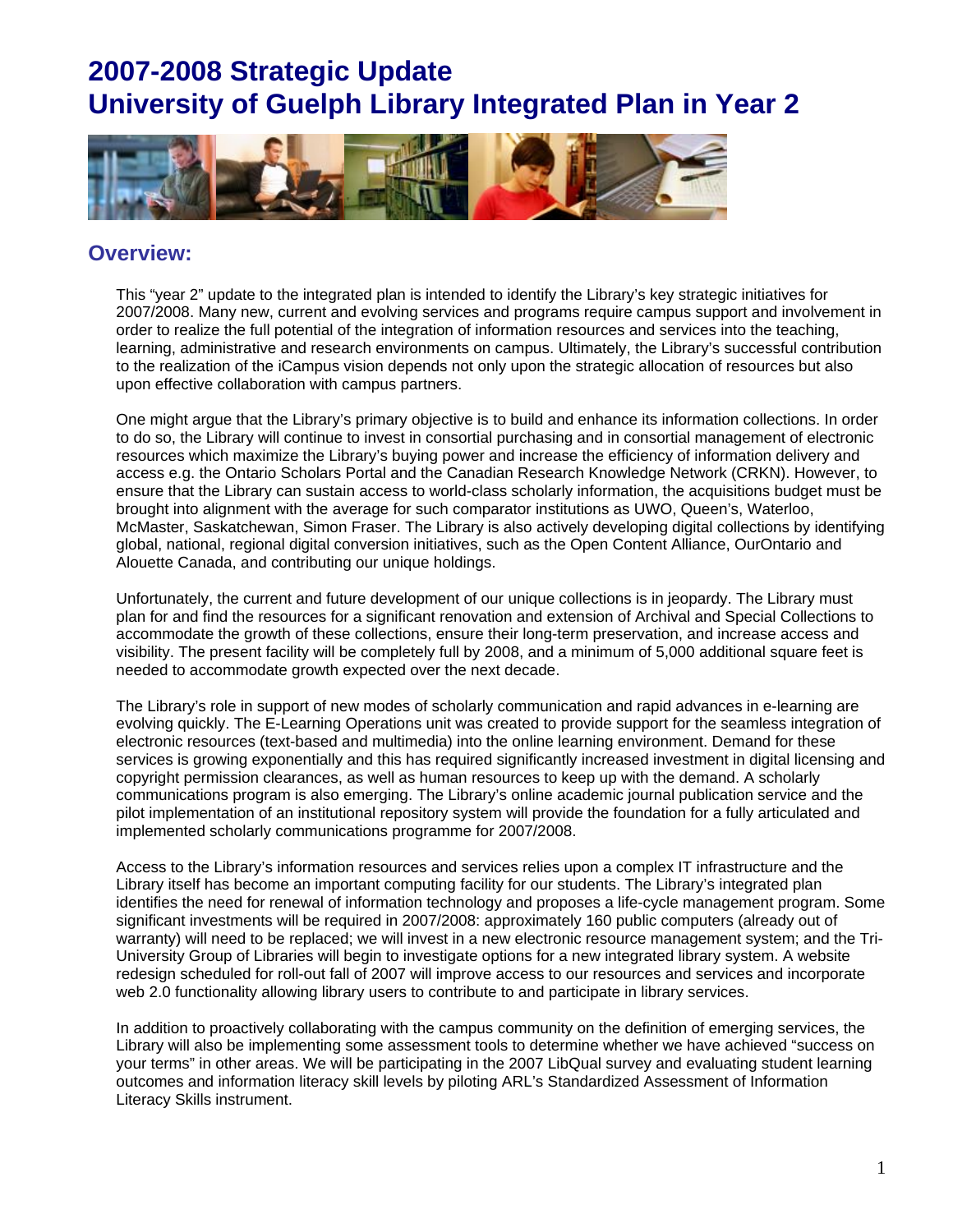# 2007-2008 Strategic Update
# University of Guelph Library Integrated Plan in Year 2

## Overview:

This "year 2" update to the integrated plan is intended to identify the Library's key strategic initiatives for 2007/2008. Many new, current and evolving services and programs require campus support and involvement in order to realize the full potential of the integration of information resources and services into the teaching, learning, administrative and research environments on campus. Ultimately, the Library's successful contribution to the realization of the iCampus vision depends not only upon the strategic allocation of resources but also upon effective collaboration with campus partners.

One might argue that the Library's primary objective is to build and enhance its information collections. In order to do so, the Library will continue to invest in consortial purchasing and in consortial management of electronic resources which maximize the Library's buying power and increase the efficiency of information delivery and access e.g. the Ontario Scholars Portal and the Canadian Research Knowledge Network (CRKN). However, to ensure that the Library can sustain access to world-class scholarly information, the acquisitions budget must be brought into alignment with the average for such comparator institutions as UWO, Queen's, Waterloo, McMaster, Saskatchewan, Simon Fraser. The Library is also actively developing digital collections by identifying global, national, regional digital conversion initiatives, such as the Open Content Alliance, OurOntario and Alouette Canada, and contributing our unique holdings.

Unfortunately, the current and future development of our unique collections is in jeopardy. The Library must plan for and find the resources for a significant renovation and extension of Archival and Special Collections to accommodate the growth of these collections, ensure their long-term preservation, and increase access and visibility. The present facility will be completely full by 2008, and a minimum of 5,000 additional square feet is needed to accommodate growth expected over the next decade.

The Library's role in support of new modes of scholarly communication and rapid advances in e-learning are evolving quickly. The E-Learning Operations unit was created to provide support for the seamless integration of electronic resources (text-based and multimedia) into the online learning environment. Demand for these services is growing exponentially and this has required significantly increased investment in digital licensing and copyright permission clearances, as well as human resources to keep up with the demand. A scholarly communications program is also emerging. The Library's online academic journal publication service and the pilot implementation of an institutional repository system will provide the foundation for a fully articulated and implemented scholarly communications programme for 2007/2008.

Access to the Library's information resources and services relies upon a complex IT infrastructure and the Library itself has become an important computing facility for our students. The Library's integrated plan identifies the need for renewal of information technology and proposes a life-cycle management program. Some significant investments will be required in 2007/2008: approximately 160 public computers (already out of warranty) will need to be replaced; we will invest in a new electronic resource management system; and the Tri-University Group of Libraries will begin to investigate options for a new integrated library system. A website redesign scheduled for roll-out fall of 2007 will improve access to our resources and services and incorporate web 2.0 functionality allowing library users to contribute to and participate in library services.

In addition to proactively collaborating with the campus community on the definition of emerging services, the Library will also be implementing some assessment tools to determine whether we have achieved "success on your terms" in other areas. We will be participating in the 2007 LibQual survey and evaluating student learning outcomes and information literacy skill levels by piloting ARL's Standardized Assessment of Information Literacy Skills instrument.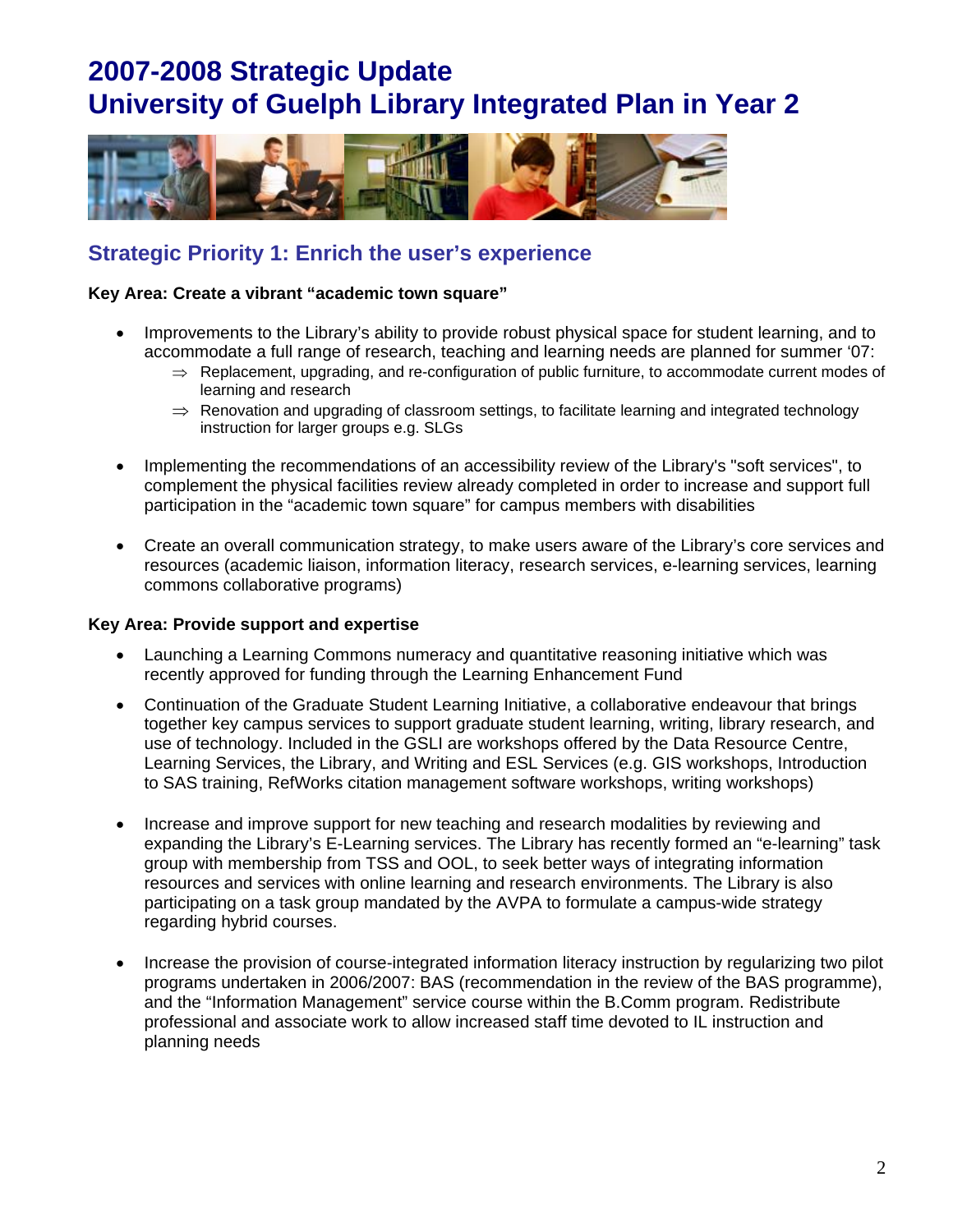# 2007-2008 Strategic Update
# University of Guelph Library Integrated Plan in Year 2

## Strategic Priority 1: Enrich the user's experience

**Key Area: Create a vibrant "academic town square"**

- Improvements to the Library's ability to provide robust physical space for student learning, and to accommodate a full range of research, teaching and learning needs are planned for summer '07:
  - ⇒ Replacement, upgrading, and re-configuration of public furniture, to accommodate current modes of learning and research
  - ⇒ Renovation and upgrading of classroom settings, to facilitate learning and integrated technology instruction for larger groups e.g. SLGs

- Implementing the recommendations of an accessibility review of the Library's "soft services", to complement the physical facilities review already completed in order to increase and support full participation in the "academic town square" for campus members with disabilities

- Create an overall communication strategy, to make users aware of the Library's core services and resources (academic liaison, information literacy, research services, e-learning services, learning commons collaborative programs)

**Key Area: Provide support and expertise**

- Launching a Learning Commons numeracy and quantitative reasoning initiative which was recently approved for funding through the Learning Enhancement Fund

- Continuation of the Graduate Student Learning Initiative, a collaborative endeavour that brings together key campus services to support graduate student learning, writing, library research, and use of technology. Included in the GSLI are workshops offered by the Data Resource Centre, Learning Services, the Library, and Writing and ESL Services (e.g. GIS workshops, Introduction to SAS training, RefWorks citation management software workshops, writing workshops)

- Increase and improve support for new teaching and research modalities by reviewing and expanding the Library's E-Learning services. The Library has recently formed an "e-learning" task group with membership from TSS and OOL, to seek better ways of integrating information resources and services with online learning and research environments. The Library is also participating on a task group mandated by the AVPA to formulate a campus-wide strategy regarding hybrid courses.

- Increase the provision of course-integrated information literacy instruction by regularizing two pilot programs undertaken in 2006/2007: BAS (recommendation in the review of the BAS programme), and the "Information Management" service course within the B.Comm program. Redistribute professional and associate work to allow increased staff time devoted to IL instruction and planning needs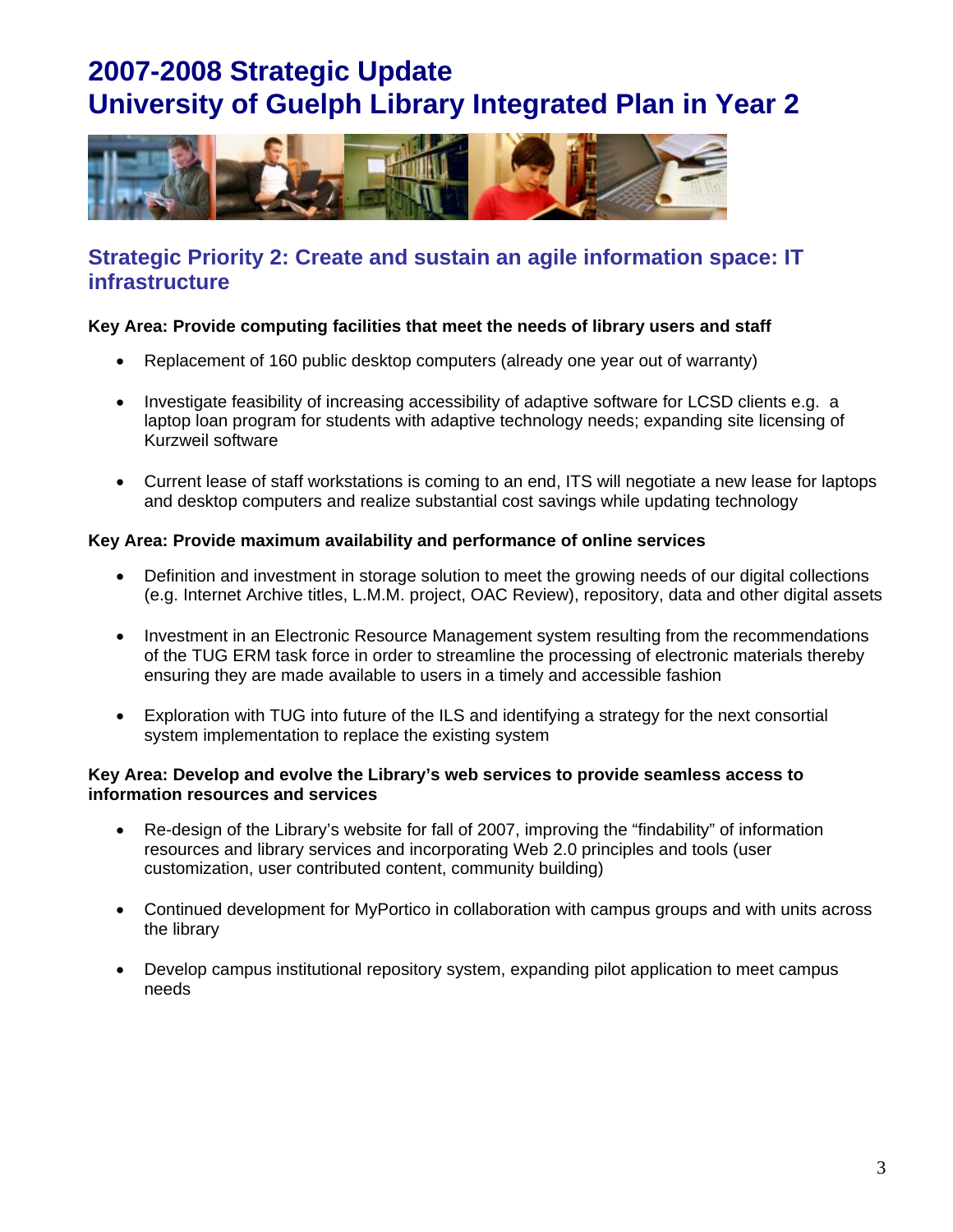# 2007-2008 Strategic Update
# University of Guelph Library Integrated Plan in Year 2

## Strategic Priority 2: Create and sustain an agile information space: IT infrastructure

**Key Area: Provide computing facilities that meet the needs of library users and staff**

- Replacement of 160 public desktop computers (already one year out of warranty)
- Investigate feasibility of increasing accessibility of adaptive software for LCSD clients e.g. a laptop loan program for students with adaptive technology needs; expanding site licensing of Kurzweil software
- Current lease of staff workstations is coming to an end, ITS will negotiate a new lease for laptops and desktop computers and realize substantial cost savings while updating technology

**Key Area: Provide maximum availability and performance of online services**

- Definition and investment in storage solution to meet the growing needs of our digital collections (e.g. Internet Archive titles, L.M.M. project, OAC Review), repository, data and other digital assets
- Investment in an Electronic Resource Management system resulting from the recommendations of the TUG ERM task force in order to streamline the processing of electronic materials thereby ensuring they are made available to users in a timely and accessible fashion
- Exploration with TUG into future of the ILS and identifying a strategy for the next consortial system implementation to replace the existing system

**Key Area: Develop and evolve the Library's web services to provide seamless access to information resources and services**

- Re-design of the Library's website for fall of 2007, improving the "findability" of information resources and library services and incorporating Web 2.0 principles and tools (user customization, user contributed content, community building)
- Continued development for MyPortico in collaboration with campus groups and with units across the library
- Develop campus institutional repository system, expanding pilot application to meet campus needs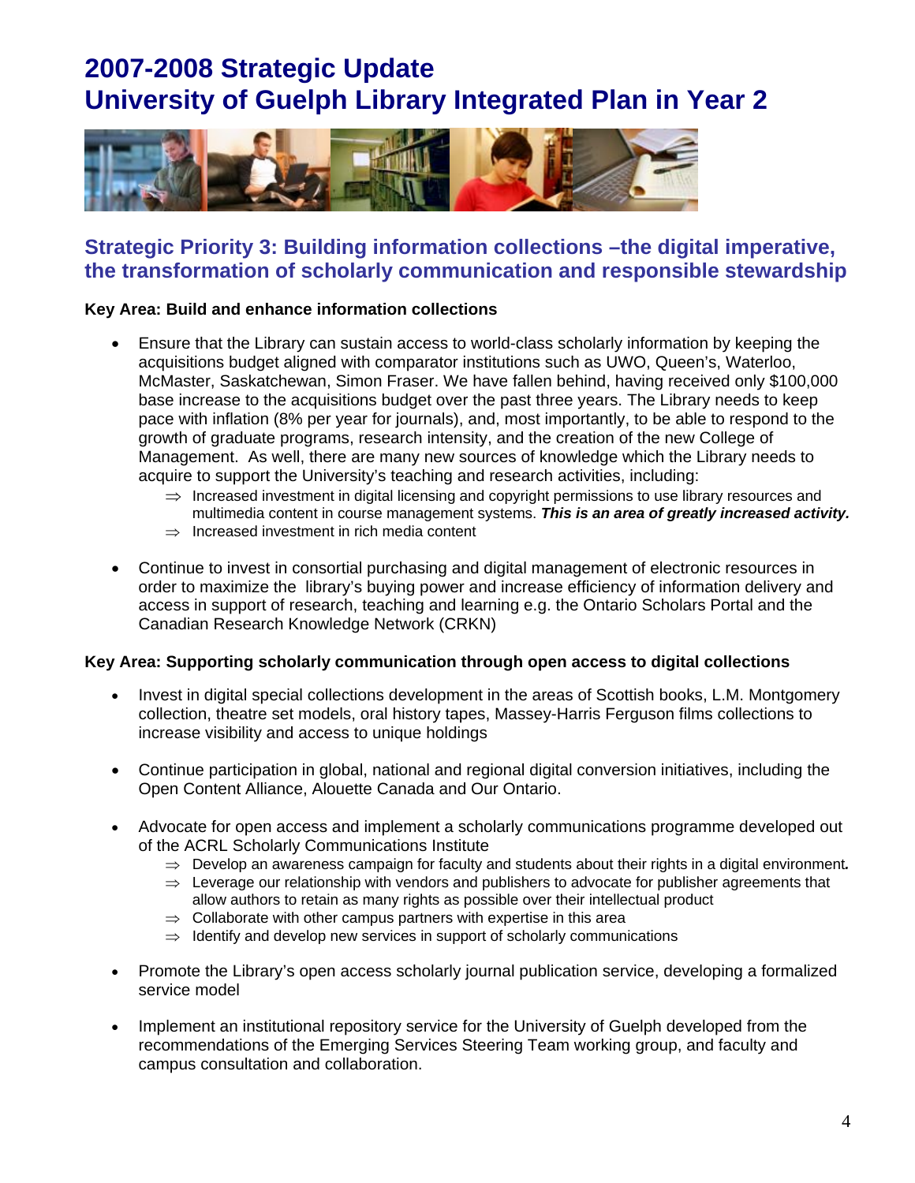# 2007-2008 Strategic Update
# University of Guelph Library Integrated Plan in Year 2

## Strategic Priority 3: Building information collections –the digital imperative, the transformation of scholarly communication and responsible stewardship

**Key Area: Build and enhance information collections**

- Ensure that the Library can sustain access to world-class scholarly information by keeping the acquisitions budget aligned with comparator institutions such as UWO, Queen's, Waterloo, McMaster, Saskatchewan, Simon Fraser. We have fallen behind, having received only $100,000 base increase to the acquisitions budget over the past three years. The Library needs to keep pace with inflation (8% per year for journals), and, most importantly, to be able to respond to the growth of graduate programs, research intensity, and the creation of the new College of Management. As well, there are many new sources of knowledge which the Library needs to acquire to support the University's teaching and research activities, including:
  - ⇒ Increased investment in digital licensing and copyright permissions to use library resources and multimedia content in course management systems. ***This is an area of greatly increased activity.***
  - ⇒ Increased investment in rich media content

- Continue to invest in consortial purchasing and digital management of electronic resources in order to maximize the library's buying power and increase efficiency of information delivery and access in support of research, teaching and learning e.g. the Ontario Scholars Portal and the Canadian Research Knowledge Network (CRKN)

**Key Area: Supporting scholarly communication through open access to digital collections**

- Invest in digital special collections development in the areas of Scottish books, L.M. Montgomery collection, theatre set models, oral history tapes, Massey-Harris Ferguson films collections to increase visibility and access to unique holdings

- Continue participation in global, national and regional digital conversion initiatives, including the Open Content Alliance, Alouette Canada and Our Ontario.

- Advocate for open access and implement a scholarly communications programme developed out of the ACRL Scholarly Communications Institute
  - ⇒ Develop an awareness campaign for faculty and students about their rights in a digital environment.
  - ⇒ Leverage our relationship with vendors and publishers to advocate for publisher agreements that allow authors to retain as many rights as possible over their intellectual product
  - ⇒ Collaborate with other campus partners with expertise in this area
  - ⇒ Identify and develop new services in support of scholarly communications

- Promote the Library's open access scholarly journal publication service, developing a formalized service model

- Implement an institutional repository service for the University of Guelph developed from the recommendations of the Emerging Services Steering Team working group, and faculty and campus consultation and collaboration.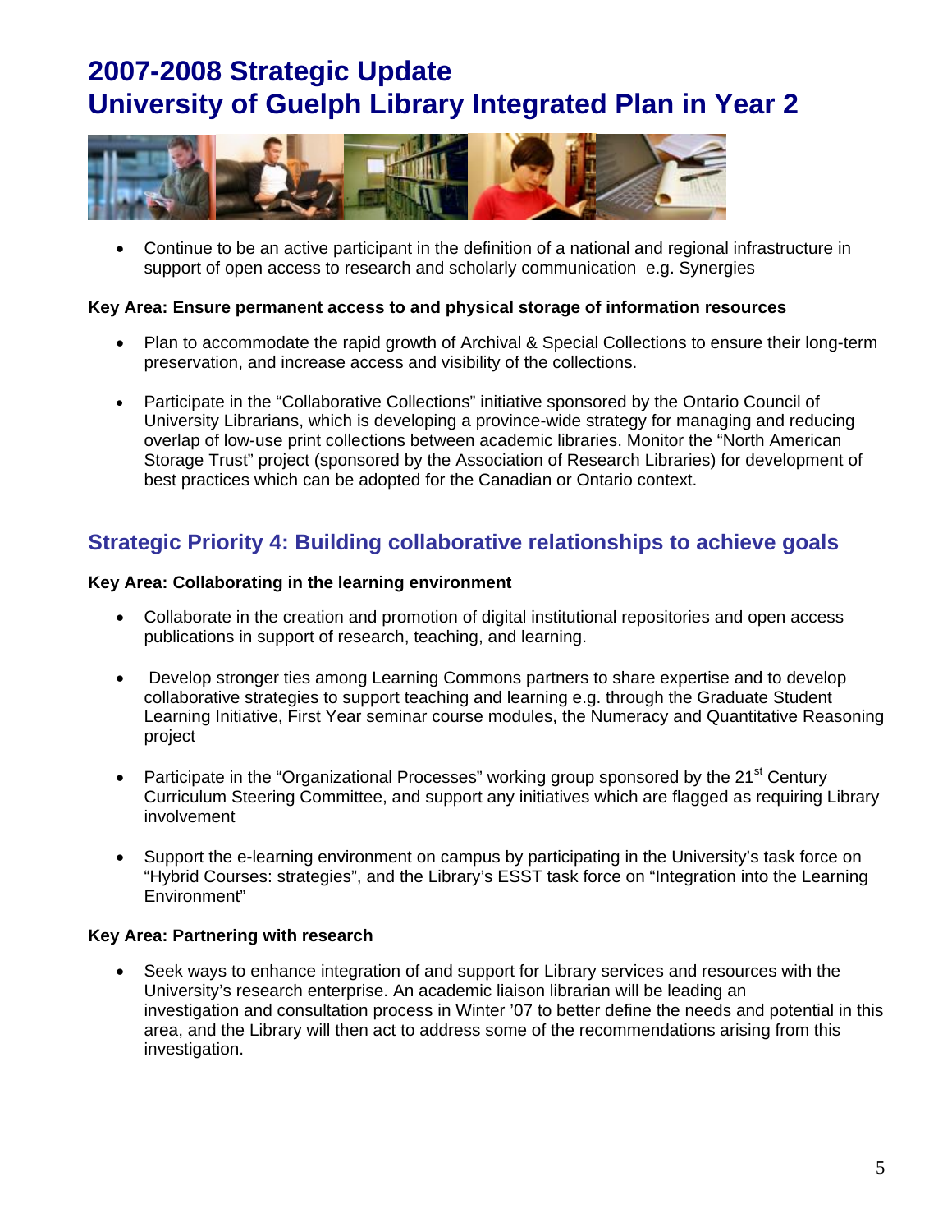# 2007-2008 Strategic Update
# University of Guelph Library Integrated Plan in Year 2

- Continue to be an active participant in the definition of a national and regional infrastructure in support of open access to research and scholarly communication e.g. Synergies

**Key Area: Ensure permanent access to and physical storage of information resources**

- Plan to accommodate the rapid growth of Archival & Special Collections to ensure their long-term preservation, and increase access and visibility of the collections.

- Participate in the "Collaborative Collections" initiative sponsored by the Ontario Council of University Librarians, which is developing a province-wide strategy for managing and reducing overlap of low-use print collections between academic libraries. Monitor the "North American Storage Trust" project (sponsored by the Association of Research Libraries) for development of best practices which can be adopted for the Canadian or Ontario context.

## Strategic Priority 4: Building collaborative relationships to achieve goals

**Key Area: Collaborating in the learning environment**

- Collaborate in the creation and promotion of digital institutional repositories and open access publications in support of research, teaching, and learning.

- Develop stronger ties among Learning Commons partners to share expertise and to develop collaborative strategies to support teaching and learning e.g. through the Graduate Student Learning Initiative, First Year seminar course modules, the Numeracy and Quantitative Reasoning project

- Participate in the "Organizational Processes" working group sponsored by the 21st Century Curriculum Steering Committee, and support any initiatives which are flagged as requiring Library involvement

- Support the e-learning environment on campus by participating in the University's task force on "Hybrid Courses: strategies", and the Library's ESST task force on "Integration into the Learning Environment"

**Key Area: Partnering with research**

- Seek ways to enhance integration of and support for Library services and resources with the University's research enterprise. An academic liaison librarian will be leading an investigation and consultation process in Winter '07 to better define the needs and potential in this area, and the Library will then act to address some of the recommendations arising from this investigation.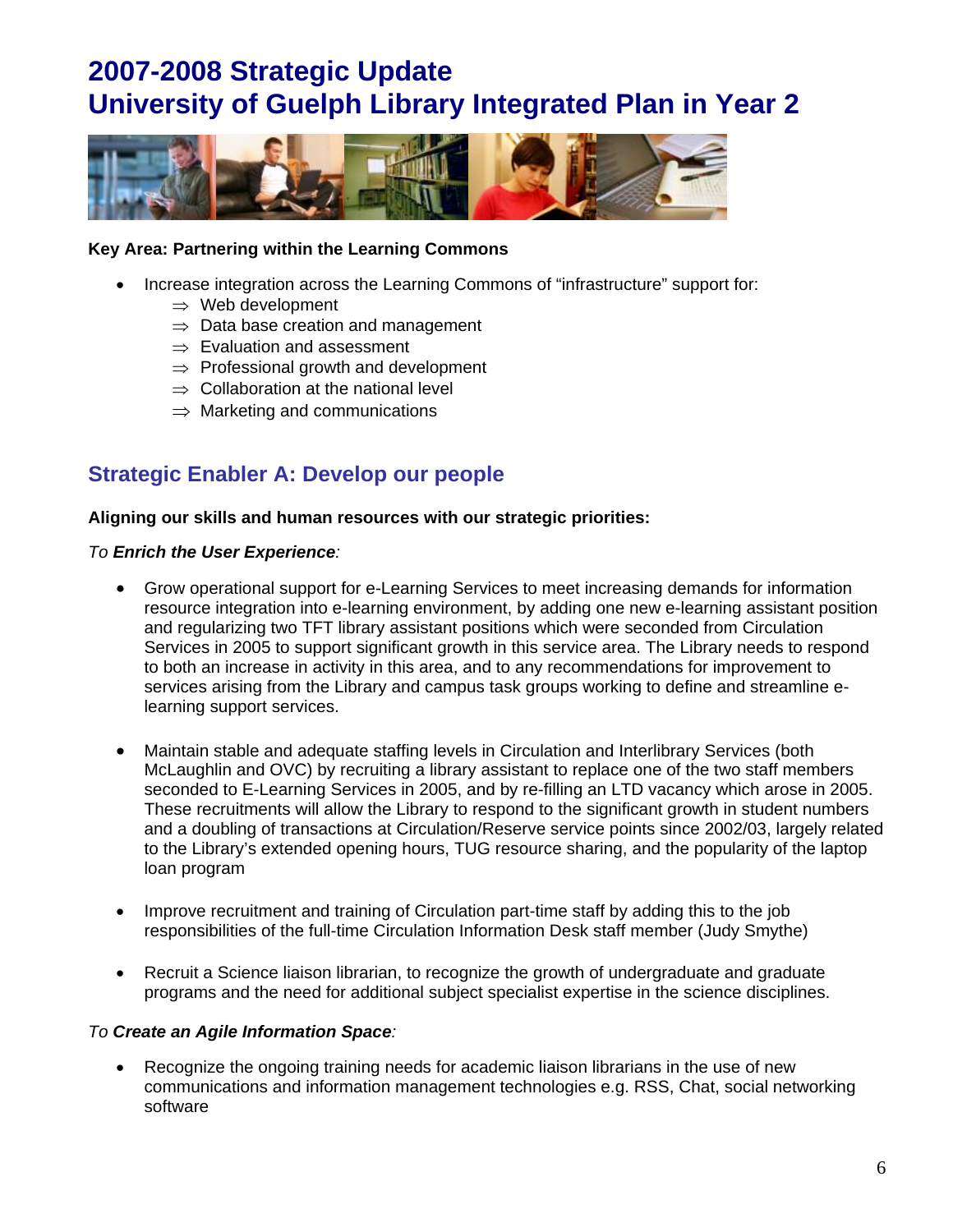# 2007-2008 Strategic Update
# University of Guelph Library Integrated Plan in Year 2

**Key Area: Partnering within the Learning Commons**

- Increase integration across the Learning Commons of "infrastructure" support for:
  - ⇒ Web development
  - ⇒ Data base creation and management
  - ⇒ Evaluation and assessment
  - ⇒ Professional growth and development
  - ⇒ Collaboration at the national level
  - ⇒ Marketing and communications

## Strategic Enabler A: Develop our people

**Aligning our skills and human resources with our strategic priorities:**

*To **Enrich the User Experience**:*

- Grow operational support for e-Learning Services to meet increasing demands for information resource integration into e-learning environment, by adding one new e-learning assistant position and regularizing two TFT library assistant positions which were seconded from Circulation Services in 2005 to support significant growth in this service area. The Library needs to respond to both an increase in activity in this area, and to any recommendations for improvement to services arising from the Library and campus task groups working to define and streamline e-learning support services.

- Maintain stable and adequate staffing levels in Circulation and Interlibrary Services (both McLaughlin and OVC) by recruiting a library assistant to replace one of the two staff members seconded to E-Learning Services in 2005, and by re-filling an LTD vacancy which arose in 2005. These recruitments will allow the Library to respond to the significant growth in student numbers and a doubling of transactions at Circulation/Reserve service points since 2002/03, largely related to the Library's extended opening hours, TUG resource sharing, and the popularity of the laptop loan program

- Improve recruitment and training of Circulation part-time staff by adding this to the job responsibilities of the full-time Circulation Information Desk staff member (Judy Smythe)

- Recruit a Science liaison librarian, to recognize the growth of undergraduate and graduate programs and the need for additional subject specialist expertise in the science disciplines.

*To **Create an Agile Information Space**:*

- Recognize the ongoing training needs for academic liaison librarians in the use of new communications and information management technologies e.g. RSS, Chat, social networking software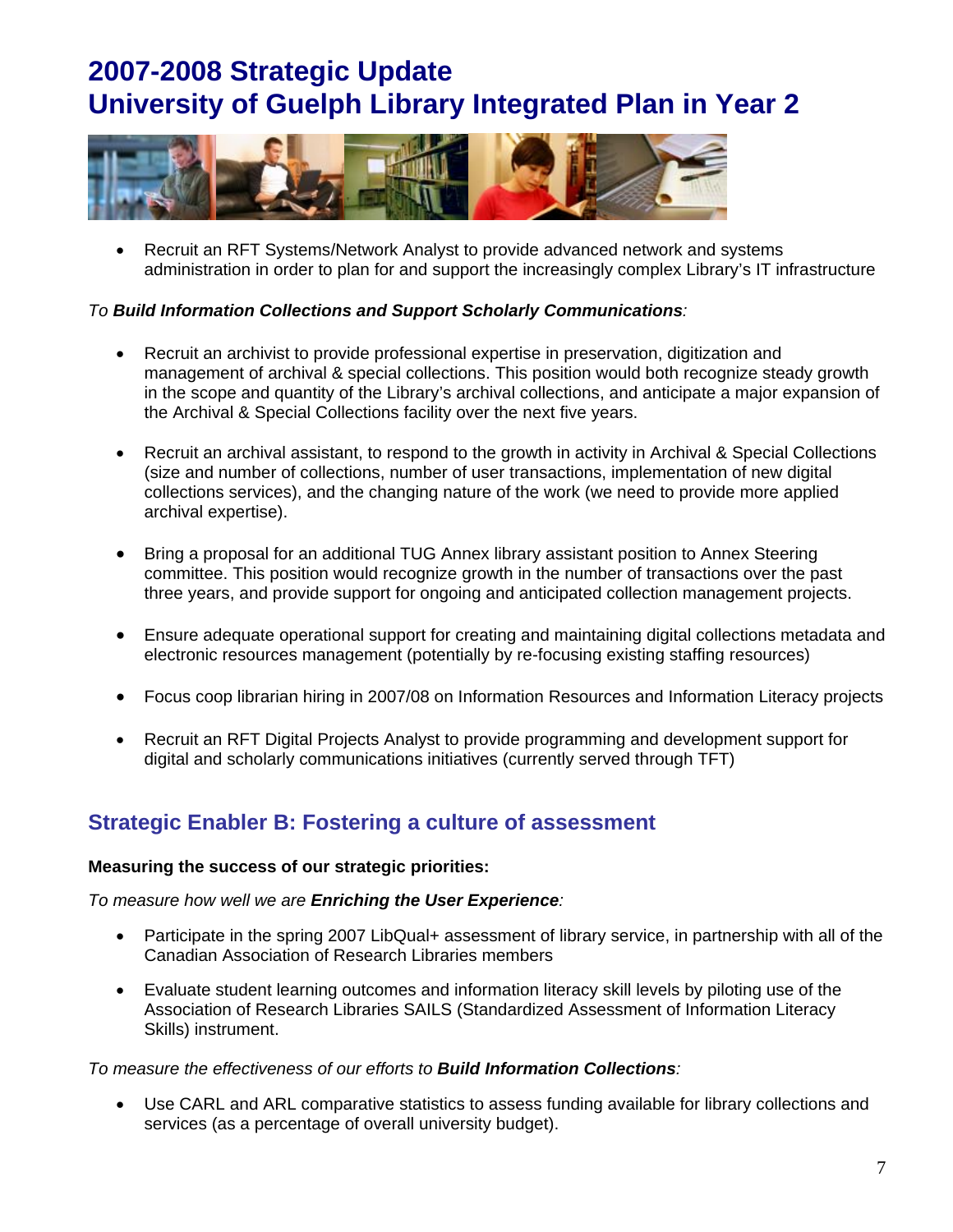# 2007-2008 Strategic Update
# University of Guelph Library Integrated Plan in Year 2

- Recruit an RFT Systems/Network Analyst to provide advanced network and systems administration in order to plan for and support the increasingly complex Library's IT infrastructure

*To* ***Build Information Collections and Support Scholarly Communications****:*

- Recruit an archivist to provide professional expertise in preservation, digitization and management of archival & special collections. This position would both recognize steady growth in the scope and quantity of the Library's archival collections, and anticipate a major expansion of the Archival & Special Collections facility over the next five years.

- Recruit an archival assistant, to respond to the growth in activity in Archival & Special Collections (size and number of collections, number of user transactions, implementation of new digital collections services), and the changing nature of the work (we need to provide more applied archival expertise).

- Bring a proposal for an additional TUG Annex library assistant position to Annex Steering committee. This position would recognize growth in the number of transactions over the past three years, and provide support for ongoing and anticipated collection management projects.

- Ensure adequate operational support for creating and maintaining digital collections metadata and electronic resources management (potentially by re-focusing existing staffing resources)

- Focus coop librarian hiring in 2007/08 on Information Resources and Information Literacy projects

- Recruit an RFT Digital Projects Analyst to provide programming and development support for digital and scholarly communications initiatives (currently served through TFT)

## Strategic Enabler B: Fostering a culture of assessment

**Measuring the success of our strategic priorities:**

*To measure how well we are* ***Enriching the User Experience****:*

- Participate in the spring 2007 LibQual+ assessment of library service, in partnership with all of the Canadian Association of Research Libraries members

- Evaluate student learning outcomes and information literacy skill levels by piloting use of the Association of Research Libraries SAILS (Standardized Assessment of Information Literacy Skills) instrument.

*To measure the effectiveness of our efforts to* ***Build Information Collections****:*

- Use CARL and ARL comparative statistics to assess funding available for library collections and services (as a percentage of overall university budget).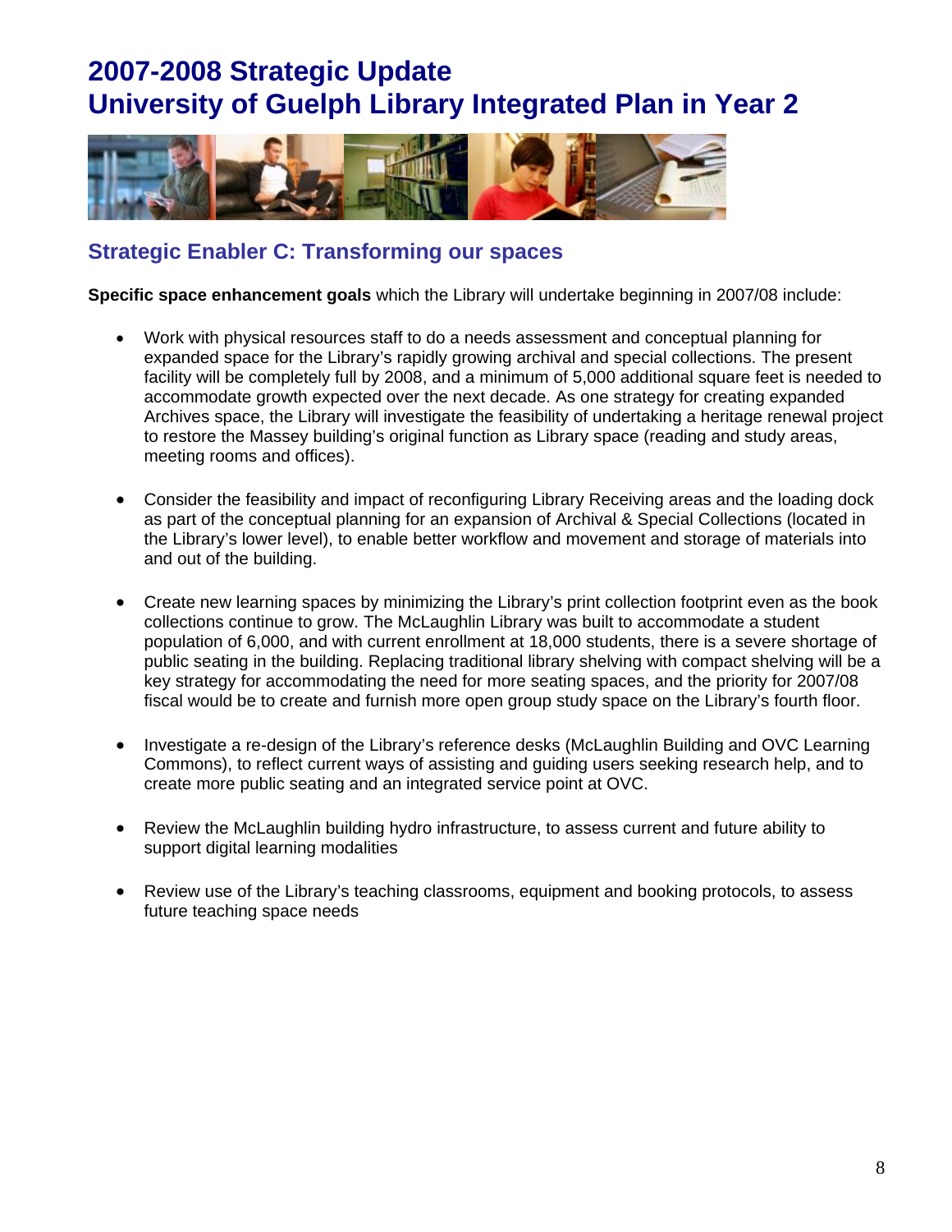# 2007-2008 Strategic Update
# University of Guelph Library Integrated Plan in Year 2

## Strategic Enabler C: Transforming our spaces

**Specific space enhancement goals** which the Library will undertake beginning in 2007/08 include:

- Work with physical resources staff to do a needs assessment and conceptual planning for expanded space for the Library's rapidly growing archival and special collections. The present facility will be completely full by 2008, and a minimum of 5,000 additional square feet is needed to accommodate growth expected over the next decade. As one strategy for creating expanded Archives space, the Library will investigate the feasibility of undertaking a heritage renewal project to restore the Massey building's original function as Library space (reading and study areas, meeting rooms and offices).

- Consider the feasibility and impact of reconfiguring Library Receiving areas and the loading dock as part of the conceptual planning for an expansion of Archival & Special Collections (located in the Library's lower level), to enable better workflow and movement and storage of materials into and out of the building.

- Create new learning spaces by minimizing the Library's print collection footprint even as the book collections continue to grow. The McLaughlin Library was built to accommodate a student population of 6,000, and with current enrollment at 18,000 students, there is a severe shortage of public seating in the building. Replacing traditional library shelving with compact shelving will be a key strategy for accommodating the need for more seating spaces, and the priority for 2007/08 fiscal would be to create and furnish more open group study space on the Library's fourth floor.

- Investigate a re-design of the Library's reference desks (McLaughlin Building and OVC Learning Commons), to reflect current ways of assisting and guiding users seeking research help, and to create more public seating and an integrated service point at OVC.

- Review the McLaughlin building hydro infrastructure, to assess current and future ability to support digital learning modalities

- Review use of the Library's teaching classrooms, equipment and booking protocols, to assess future teaching space needs